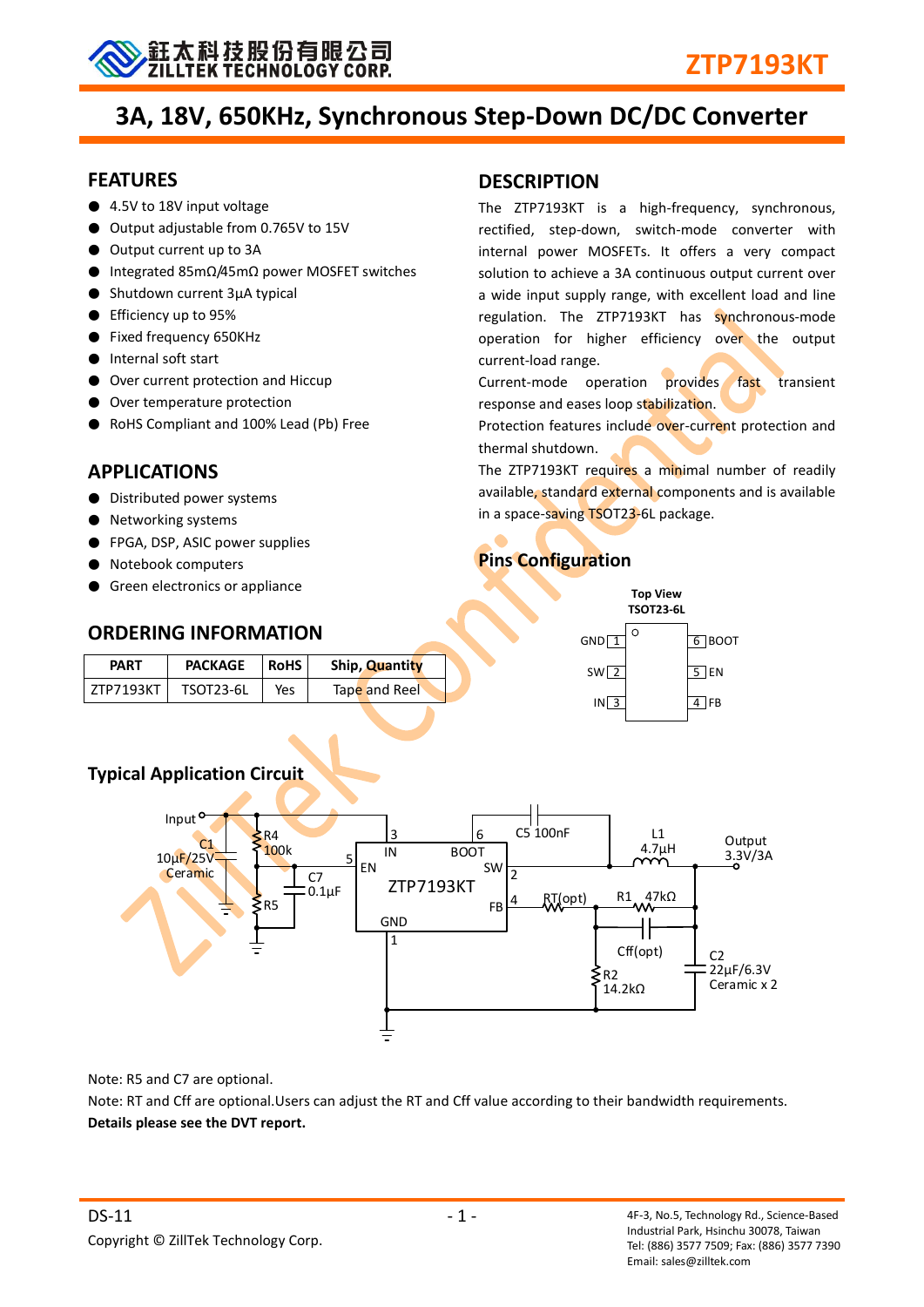# ZTP7193KT

## 3A, 18V, 650KHz, Synchronous Step-Down DC/DC Converter

## FEATURES

- 4.5V to 18V input voltage
- Output adjustable from 0.765V to 15V
- Output current up to 3A
- Integrated 85mΩ/45mΩ power MOSFET switches
- Shutdown current 3μA typical
- Efficiency up to 95%
- Fixed frequency 650KHz
- Internal soft start
- Over current protection and Hiccup
- Over temperature protection
- RoHS Compliant and 100% Lead (Pb) Free

## APPLICATIONS

- Distributed power systems
- Networking systems
- FPGA, DSP, ASIC power supplies
- Notebook computers
- Green electronics or appliance

## ORDERING INFORMATION

| PART | PACKAGE | RoHS | Ship, Quantity |
|---|---|---|---|
| ZTP7193KT | TSOT23-6L | Yes | Tape and Reel |

## DESCRIPTION

The ZTP7193KT is a high-frequency, synchronous, rectified, step-down, switch-mode converter with internal power MOSFETs. It offers a very compact solution to achieve a 3A continuous output current over a wide input supply range, with excellent load and line regulation. The ZTP7193KT has synchronous-mode operation for higher efficiency over the output current-load range.

Current-mode operation provides fast transient response and eases loop stabilization.

Protection features include over-current protection and thermal shutdown.

The ZTP7193KT requires a minimal number of readily available, standard external components and is available in a space-saving TSOT23-6L package.

## Pins Configuration

Top View
TSOT23-6L

| Pin | Name | Pin | Name |
|---|---|---|---|
| 1 | GND | 6 | BOOT |
| 2 | SW | 5 | EN |
| 3 | IN | 4 | FB |

## Typical Application Circuit

Input; C1 10μF/25V Ceramic; R4 100k; R5; C7 0.1μF; ZTP7193KT (3 IN, 5 EN, 6 BOOT, 2 SW, 4 FB, 1 GND); C5 100nF; L1 4.7μH; Output 3.3V/3A; RT(opt); R1 47kΩ; Cff(opt); R2 14.2kΩ; C2 22μF/6.3V Ceramic x 2

Note: R5 and C7 are optional.

Note: RT and Cff are optional.Users can adjust the RT and Cff value according to their bandwidth requirements.

**Details please see the DVT report.**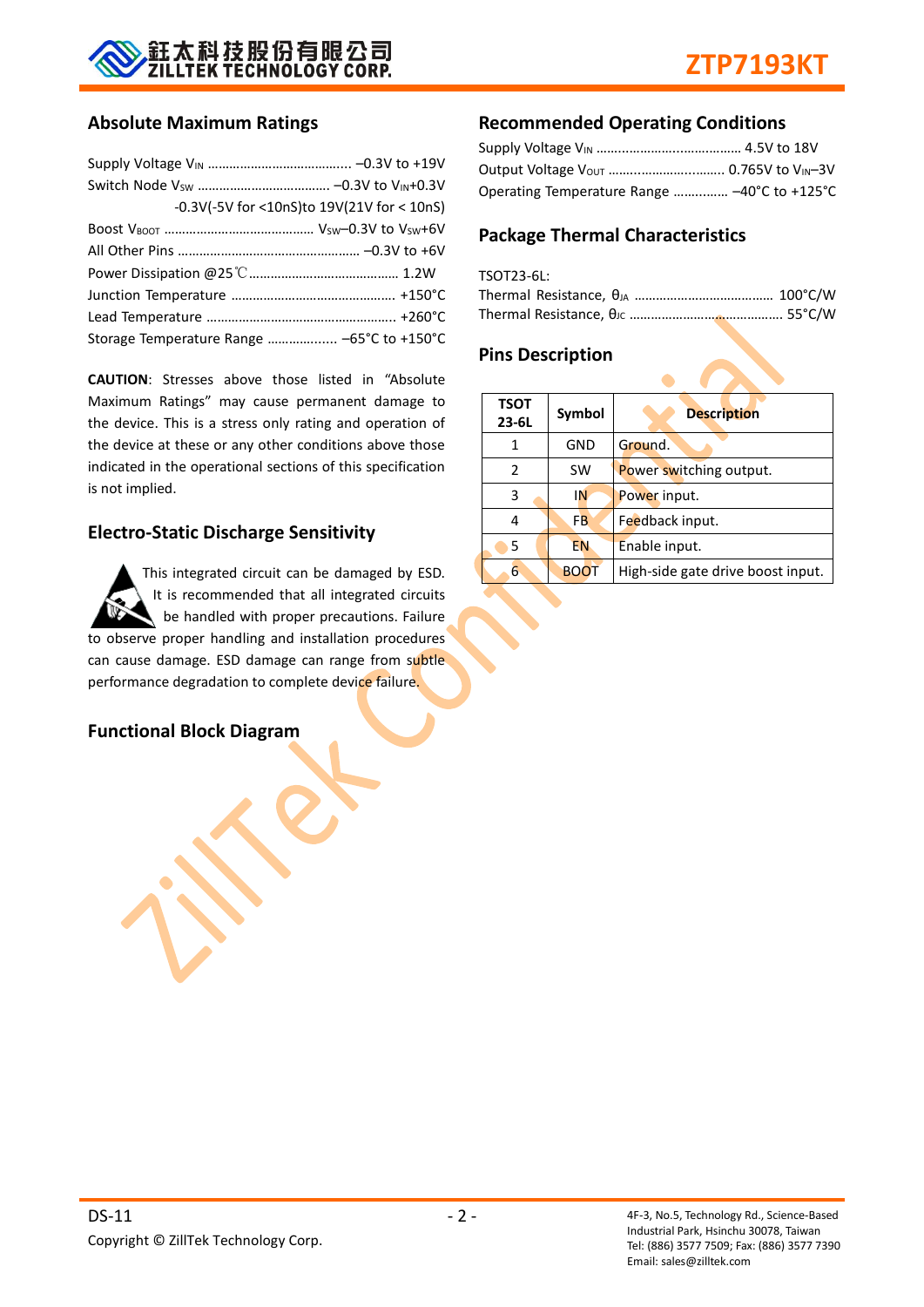## Absolute Maximum Ratings

Supply Voltage $V_{IN}$ ........................................ –0.3V to +19V
Switch Node $V_{SW}$ ..................................... –0.3V to $V_{IN}$+0.3V
-0.3V(-5V for <10nS)to 19V(21V for < 10nS)
Boost $V_{BOOT}$ .......................................... $V_{SW}$–0.3V to $V_{SW}$+6V
All Other Pins .................................................. –0.3V to +6V
Power Dissipation @25℃ ......................................... 1.2W
Junction Temperature ............................................. +150°C
Lead Temperature .................................................... +260°C
Storage Temperature Range ................... –65°C to +150°C

**CAUTION**: Stresses above those listed in "Absolute Maximum Ratings" may cause permanent damage to the device. This is a stress only rating and operation of the device at these or any other conditions above those indicated in the operational sections of this specification is not implied.

## Electro-Static Discharge Sensitivity

This integrated circuit can be damaged by ESD. It is recommended that all integrated circuits be handled with proper precautions. Failure to observe proper handling and installation procedures can cause damage. ESD damage can range from subtle performance degradation to complete device failure.

## Functional Block Diagram

## Recommended Operating Conditions

Supply Voltage $V_{IN}$ ........................................ 4.5V to 18V
Output Voltage $V_{OUT}$ ................................ 0.765V to $V_{IN}$–3V
Operating Temperature Range ............... –40°C to +125°C

## Package Thermal Characteristics

TSOT23-6L:
Thermal Resistance, $\theta_{JA}$ ....................................... 100°C/W
Thermal Resistance, $\theta_{JC}$ .......................................... 55°C/W

## Pins Description

| TSOT 23-6L | Symbol | Description |
|---|---|---|
| 1 | GND | Ground. |
| 2 | SW | Power switching output. |
| 3 | IN | Power input. |
| 4 | FB | Feedback input. |
| 5 | EN | Enable input. |
| 6 | BOOT | High-side gate drive boost input. |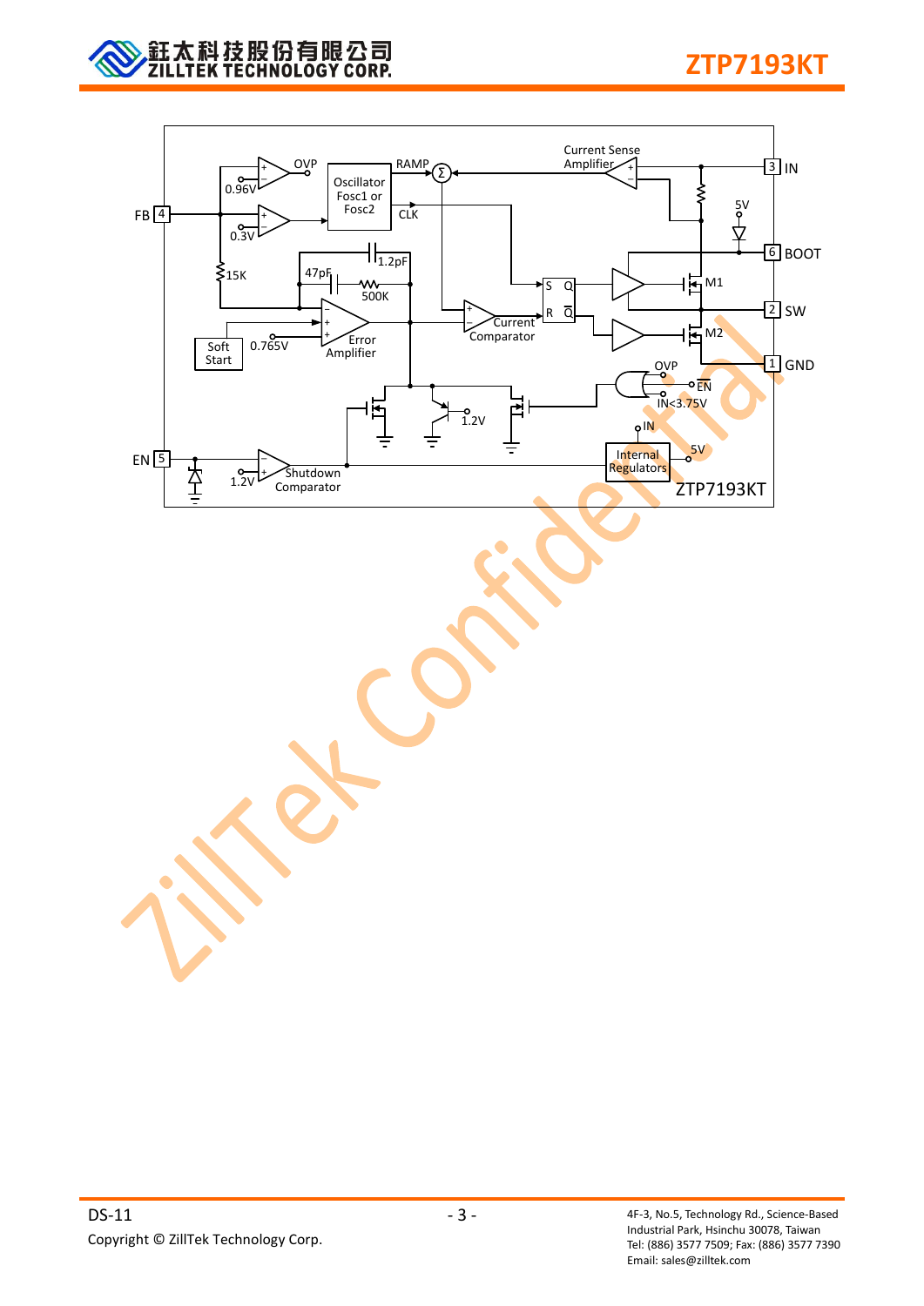FB 4

0.96V

OVP

0.3V

Oscillator Fosc1 or Fosc2

RAMP

CLK

Σ

Current Sense Amplifier

3 IN

5V

6 BOOT

15K

47pF

1.2pF

500K

S Q

R Q̄

M1

2 SW

Soft Start

0.765V

Error Amplifier

Current Comparator

M2

1 GND

OVP

EN

IN<3.75V

1.2V

IN

EN 5

1.2V

Shutdown Comparator

Internal Regulators

5V

ZTP7193KT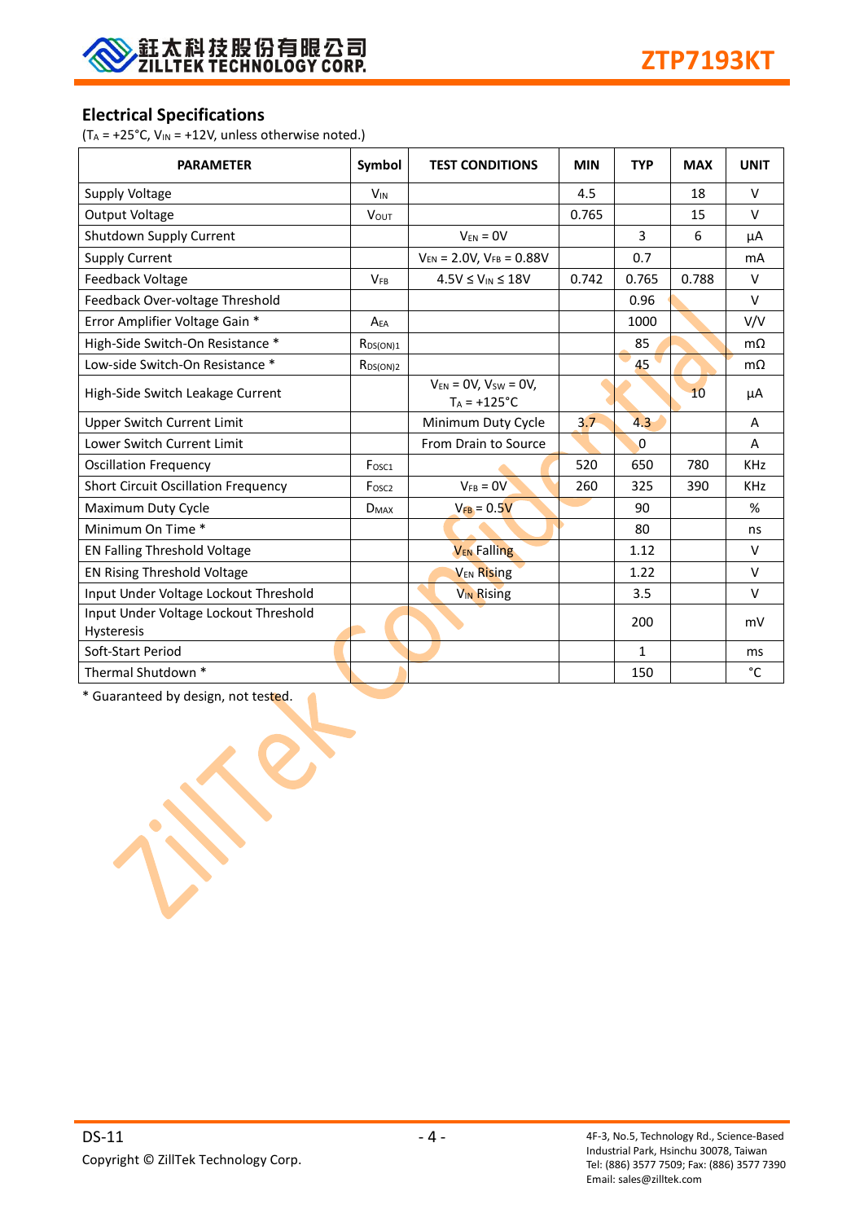## Electrical Specifications

($T_A$ = +25°C, $V_{IN}$ = +12V, unless otherwise noted.)

| PARAMETER | Symbol | TEST CONDITIONS | MIN | TYP | MAX | UNIT |
|---|---|---|---|---|---|---|
| Supply Voltage | $V_{IN}$ | | 4.5 | | 18 | V |
| Output Voltage | $V_{OUT}$ | | 0.765 | | 15 | V |
| Shutdown Supply Current | | $V_{EN}$ = 0V | | 3 | 6 | μA |
| Supply Current | | $V_{EN}$ = 2.0V, $V_{FB}$ = 0.88V | | 0.7 | | mA |
| Feedback Voltage | $V_{FB}$ | 4.5V ≤ $V_{IN}$ ≤ 18V | 0.742 | 0.765 | 0.788 | V |
| Feedback Over-voltage Threshold | | | | 0.96 | | V |
| Error Amplifier Voltage Gain * | $A_{EA}$ | | | 1000 | | V/V |
| High-Side Switch-On Resistance * | $R_{DS(ON)1}$ | | | 85 | | mΩ |
| Low-side Switch-On Resistance * | $R_{DS(ON)2}$ | | | 45 | | mΩ |
| High-Side Switch Leakage Current | | $V_{EN}$ = 0V, $V_{SW}$ = 0V, $T_A$ = +125°C | | | 10 | μA |
| Upper Switch Current Limit | | Minimum Duty Cycle | 3.7 | 4.3 | | A |
| Lower Switch Current Limit | | From Drain to Source | | 0 | | A |
| Oscillation Frequency | $F_{OSC1}$ | | 520 | 650 | 780 | KHz |
| Short Circuit Oscillation Frequency | $F_{OSC2}$ | $V_{FB}$ = 0V | 260 | 325 | 390 | KHz |
| Maximum Duty Cycle | $D_{MAX}$ | $V_{FB}$ = 0.5V | | 90 | | % |
| Minimum On Time * | | | | 80 | | ns |
| EN Falling Threshold Voltage | | $V_{EN}$ Falling | | 1.12 | | V |
| EN Rising Threshold Voltage | | $V_{EN}$ Rising | | 1.22 | | V |
| Input Under Voltage Lockout Threshold | | $V_{IN}$ Rising | | 3.5 | | V |
| Input Under Voltage Lockout Threshold Hysteresis | | | | 200 | | mV |
| Soft-Start Period | | | | 1 | | ms |
| Thermal Shutdown * | | | | 150 | | °C |

\* Guaranteed by design, not tested.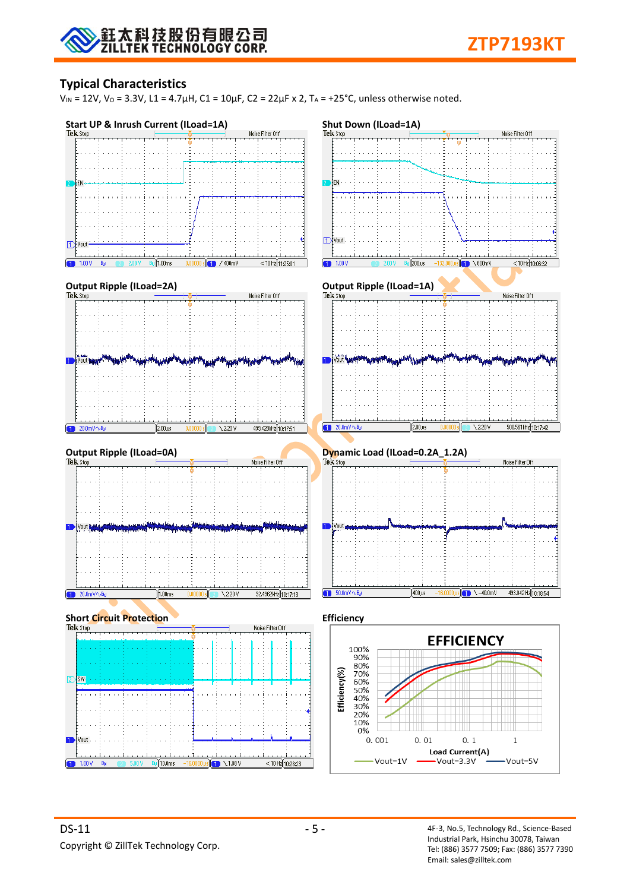## Typical Characteristics

$V_{IN}$ = 12V, $V_O$ = 3.3V, L1 = 4.7µH, C1 = 10µF, C2 = 22µF x 2, $T_A$ = +25°C, unless otherwise noted.

**Start UP & Inrush Current (ILoad=1A)**

**Shut Down (ILoad=1A)**

**Output Ripple (ILoad=2A)**

**Output Ripple (ILoad=1A)**

**Output Ripple (ILoad=0A)**

**Dynamic Load (ILoad=0.2A_1.2A)**

**Short Circuit Protection**

**Efficiency**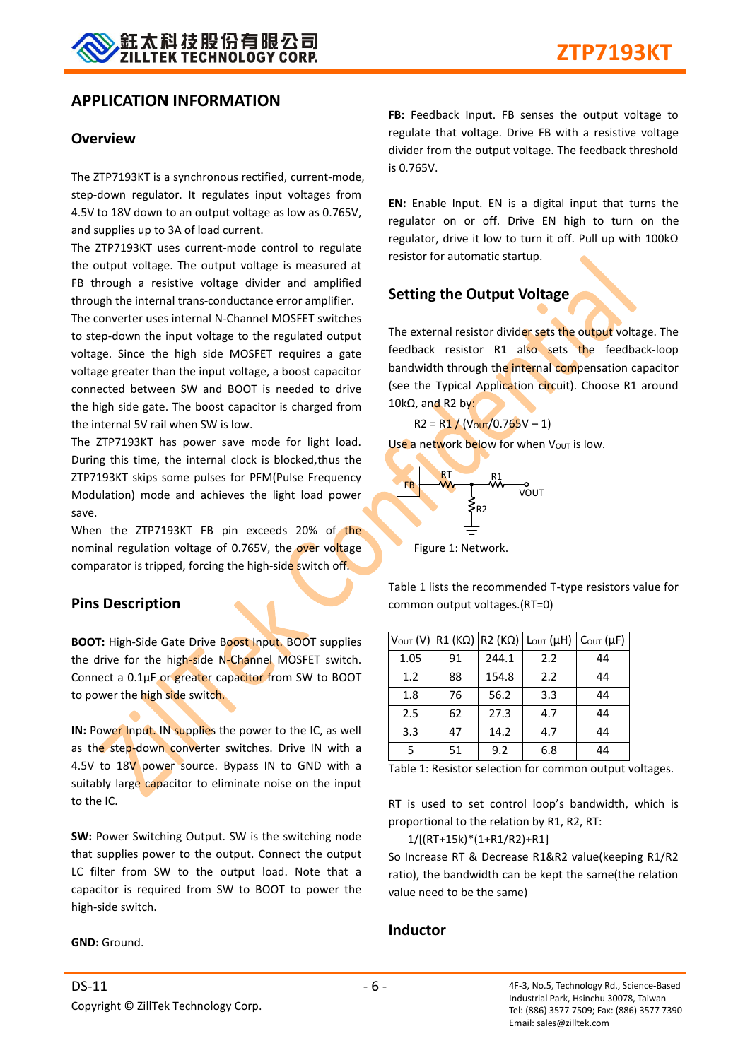# APPLICATION INFORMATION

## Overview

The ZTP7193KT is a synchronous rectified, current-mode, step-down regulator. It regulates input voltages from 4.5V to 18V down to an output voltage as low as 0.765V, and supplies up to 3A of load current.

The ZTP7193KT uses current-mode control to regulate the output voltage. The output voltage is measured at FB through a resistive voltage divider and amplified through the internal trans-conductance error amplifier.

The converter uses internal N-Channel MOSFET switches to step-down the input voltage to the regulated output voltage. Since the high side MOSFET requires a gate voltage greater than the input voltage, a boost capacitor connected between SW and BOOT is needed to drive the high side gate. The boost capacitor is charged from the internal 5V rail when SW is low.

The ZTP7193KT has power save mode for light load. During this time, the internal clock is blocked,thus the ZTP7193KT skips some pulses for PFM(Pulse Frequency Modulation) mode and achieves the light load power save.

When the ZTP7193KT FB pin exceeds 20% of the nominal regulation voltage of 0.765V, the over voltage comparator is tripped, forcing the high-side switch off.

## Pins Description

**BOOT:** High-Side Gate Drive Boost Input. BOOT supplies the drive for the high-side N-Channel MOSFET switch. Connect a 0.1µF or greater capacitor from SW to BOOT to power the high side switch.

**IN:** Power Input. IN supplies the power to the IC, as well as the step-down converter switches. Drive IN with a 4.5V to 18V power source. Bypass IN to GND with a suitably large capacitor to eliminate noise on the input to the IC.

**SW:** Power Switching Output. SW is the switching node that supplies power to the output. Connect the output LC filter from SW to the output load. Note that a capacitor is required from SW to BOOT to power the high-side switch.

**GND:** Ground.

**FB:** Feedback Input. FB senses the output voltage to regulate that voltage. Drive FB with a resistive voltage divider from the output voltage. The feedback threshold is 0.765V.

**EN:** Enable Input. EN is a digital input that turns the regulator on or off. Drive EN high to turn on the regulator, drive it low to turn it off. Pull up with 100kΩ resistor for automatic startup.

## Setting the Output Voltage

The external resistor divider sets the output voltage. The feedback resistor R1 also sets the feedback-loop bandwidth through the internal compensation capacitor (see the Typical Application circuit). Choose R1 around 10kΩ, and R2 by:

$$R2 = R1 / (V_{OUT}/0.765V - 1)$$

Use a network below for when $V_{OUT}$ is low.

FB — RT — R1 — VOUT; R2 to GND

Figure 1: Network.

Table 1 lists the recommended T-type resistors value for common output voltages.(RT=0)

| $V_{OUT}$ (V) | R1 (KΩ) | R2 (KΩ) | $L_{OUT}$ (µH) | $C_{OUT}$ (µF) |
|---|---|---|---|---|
| 1.05 | 91 | 244.1 | 2.2 | 44 |
| 1.2 | 88 | 154.8 | 2.2 | 44 |
| 1.8 | 76 | 56.2 | 3.3 | 44 |
| 2.5 | 62 | 27.3 | 4.7 | 44 |
| 3.3 | 47 | 14.2 | 4.7 | 44 |
| 5 | 51 | 9.2 | 6.8 | 44 |

Table 1: Resistor selection for common output voltages.

RT is used to set control loop's bandwidth, which is proportional to the relation by R1, R2, RT:

$$1/[(RT+15k)*(1+R1/R2)+R1]$$

So Increase RT & Decrease R1&R2 value(keeping R1/R2 ratio), the bandwidth can be kept the same(the relation value need to be the same)

## Inductor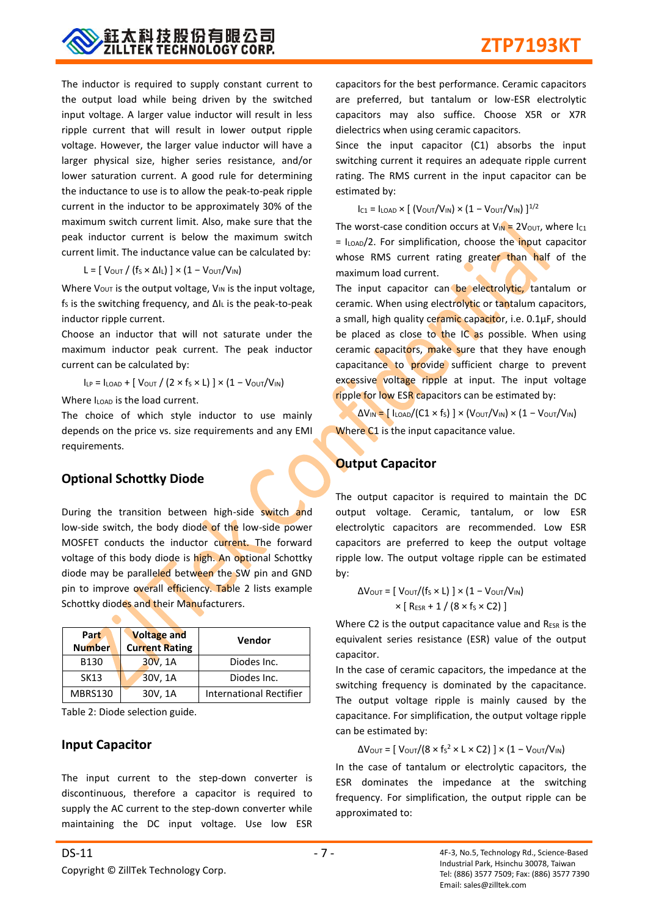The inductor is required to supply constant current to the output load while being driven by the switched input voltage. A larger value inductor will result in less ripple current that will result in lower output ripple voltage. However, the larger value inductor will have a larger physical size, higher series resistance, and/or lower saturation current. A good rule for determining the inductance to use is to allow the peak-to-peak ripple current in the inductor to be approximately 30% of the maximum switch current limit. Also, make sure that the peak inductor current is below the maximum switch current limit. The inductance value can be calculated by:

$$L = [\ V_{OUT} / (f_S \times \Delta I_L)\ ] \times (1 - V_{OUT}/V_{IN})$$

Where $V_{OUT}$ is the output voltage, $V_{IN}$ is the input voltage, $f_S$ is the switching frequency, and $\Delta I_L$ is the peak-to-peak inductor ripple current.

Choose an inductor that will not saturate under the maximum inductor peak current. The peak inductor current can be calculated by:

$$I_{LP} = I_{LOAD} + [\ V_{OUT} / (2 \times f_S \times L)\ ] \times (1 - V_{OUT}/V_{IN})$$

Where $I_{LOAD}$ is the load current.

The choice of which style inductor to use mainly depends on the price vs. size requirements and any EMI requirements.

## Optional Schottky Diode

During the transition between high-side switch and low-side switch, the body diode of the low-side power MOSFET conducts the inductor current. The forward voltage of this body diode is high. An optional Schottky diode may be paralleled between the SW pin and GND pin to improve overall efficiency. Table 2 lists example Schottky diodes and their Manufacturers.

| Part Number | Voltage and Current Rating | Vendor |
|---|---|---|
| B130 | 30V, 1A | Diodes Inc. |
| SK13 | 30V, 1A | Diodes Inc. |
| MBRS130 | 30V, 1A | International Rectifier |

Table 2: Diode selection guide.

## Input Capacitor

The input current to the step-down converter is discontinuous, therefore a capacitor is required to supply the AC current to the step-down converter while maintaining the DC input voltage. Use low ESR capacitors for the best performance. Ceramic capacitors are preferred, but tantalum or low-ESR electrolytic capacitors may also suffice. Choose X5R or X7R dielectrics when using ceramic capacitors.

Since the input capacitor (C1) absorbs the input switching current it requires an adequate ripple current rating. The RMS current in the input capacitor can be estimated by:

$$I_{C1} = I_{LOAD} \times [\ (V_{OUT}/V_{IN}) \times (1 - V_{OUT}/V_{IN})\ ]^{1/2}$$

The worst-case condition occurs at $V_{IN} = 2V_{OUT}$, where $I_{C1} = I_{LOAD}/2$. For simplification, choose the input capacitor whose RMS current rating greater than half of the maximum load current.

The input capacitor can be electrolytic, tantalum or ceramic. When using electrolytic or tantalum capacitors, a small, high quality ceramic capacitor, i.e. 0.1μF, should be placed as close to the IC as possible. When using ceramic capacitors, make sure that they have enough capacitance to provide sufficient charge to prevent excessive voltage ripple at input. The input voltage ripple for low ESR capacitors can be estimated by:

$$\Delta V_{IN} = [\ I_{LOAD}/(C1 \times f_S)\ ] \times (V_{OUT}/V_{IN}) \times (1 - V_{OUT}/V_{IN})$$

Where C1 is the input capacitance value.

## Output Capacitor

The output capacitor is required to maintain the DC output voltage. Ceramic, tantalum, or low ESR electrolytic capacitors are recommended. Low ESR capacitors are preferred to keep the output voltage ripple low. The output voltage ripple can be estimated by:

$$\Delta V_{OUT} = [\ V_{OUT}/(f_S \times L)\ ] \times (1 - V_{OUT}/V_{IN}) \times [\ R_{ESR} + 1 / (8 \times f_S \times C2)\ ]$$

Where C2 is the output capacitance value and $R_{ESR}$ is the equivalent series resistance (ESR) value of the output capacitor.

In the case of ceramic capacitors, the impedance at the switching frequency is dominated by the capacitance. The output voltage ripple is mainly caused by the capacitance. For simplification, the output voltage ripple can be estimated by:

$$\Delta V_{OUT} = [\ V_{OUT}/(8 \times f_S^2 \times L \times C2)\ ] \times (1 - V_{OUT}/V_{IN})$$

In the case of tantalum or electrolytic capacitors, the ESR dominates the impedance at the switching frequency. For simplification, the output ripple can be approximated to: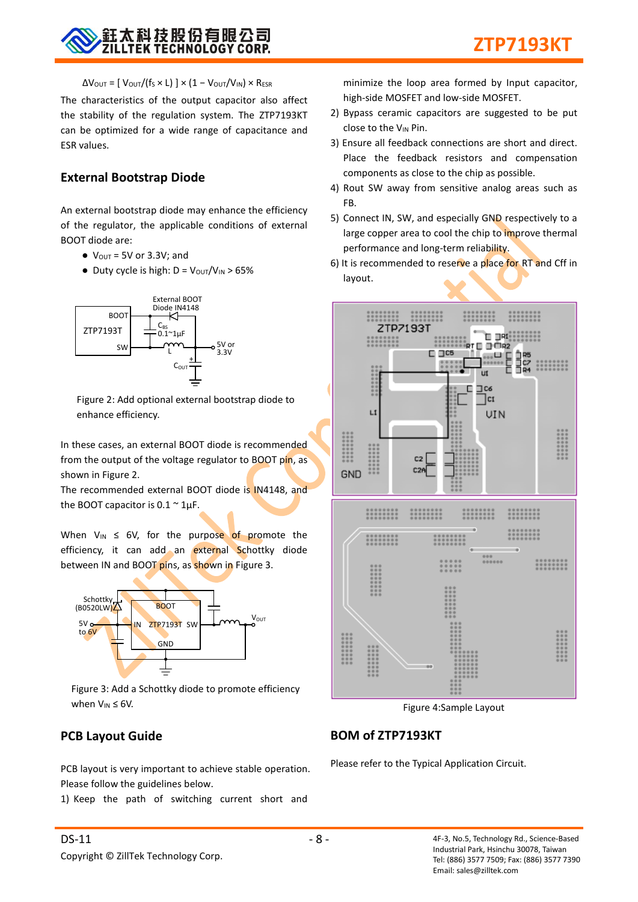$$\Delta V_{OUT} = [\ V_{OUT}/(f_S \times L)\ ] \times (1 - V_{OUT}/V_{IN}) \times R_{ESR}$$

The characteristics of the output capacitor also affect the stability of the regulation system. The ZTP7193KT can be optimized for a wide range of capacitance and ESR values.

## External Bootstrap Diode

An external bootstrap diode may enhance the efficiency of the regulator, the applicable conditions of external BOOT diode are:

- $V_{OUT}$ = 5V or 3.3V; and
- Duty cycle is high: $D = V_{OUT}/V_{IN} > 65\%$

Figure 2: Add optional external bootstrap diode to enhance efficiency.

In these cases, an external BOOT diode is recommended from the output of the voltage regulator to BOOT pin, as shown in Figure 2.

The recommended external BOOT diode is IN4148, and the BOOT capacitor is 0.1 ~ 1μF.

When $V_{IN} \leq 6V$, for the purpose of promote the efficiency, it can add an external Schottky diode between IN and BOOT pins, as shown in Figure 3.

Figure 3: Add a Schottky diode to promote efficiency when $V_{IN} \leq 6V$.

## PCB Layout Guide

PCB layout is very important to achieve stable operation. Please follow the guidelines below.

1) Keep the path of switching current short and minimize the loop area formed by Input capacitor, high-side MOSFET and low-side MOSFET.
2) Bypass ceramic capacitors are suggested to be put close to the $V_{IN}$ Pin.
3) Ensure all feedback connections are short and direct. Place the feedback resistors and compensation components as close to the chip as possible.
4) Rout SW away from sensitive analog areas such as FB.
5) Connect IN, SW, and especially GND respectively to a large copper area to cool the chip to improve thermal performance and long-term reliability.
6) It is recommended to reserve a place for RT and Cff in layout.

Figure 4:Sample Layout

## BOM of ZTP7193KT

Please refer to the Typical Application Circuit.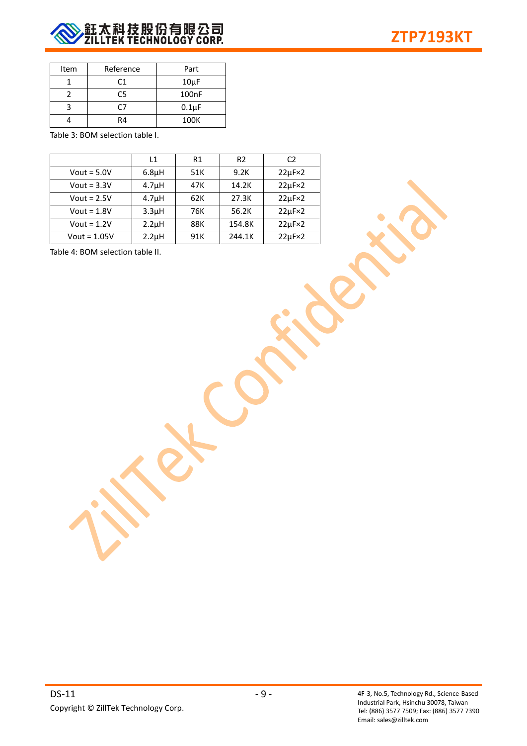| Item | Reference | Part |
|---|---|---|
| 1 | C1 | 10μF |
| 2 | C5 | 100nF |
| 3 | C7 | 0.1μF |
| 4 | R4 | 100K |

Table 3: BOM selection table I.

| | L1 | R1 | R2 | C2 |
|---|---|---|---|---|
| Vout = 5.0V | 6.8μH | 51K | 9.2K | 22μF×2 |
| Vout = 3.3V | 4.7μH | 47K | 14.2K | 22μF×2 |
| Vout = 2.5V | 4.7μH | 62K | 27.3K | 22μF×2 |
| Vout = 1.8V | 3.3μH | 76K | 56.2K | 22μF×2 |
| Vout = 1.2V | 2.2μH | 88K | 154.8K | 22μF×2 |
| Vout = 1.05V | 2.2μH | 91K | 244.1K | 22μF×2 |

Table 4: BOM selection table II.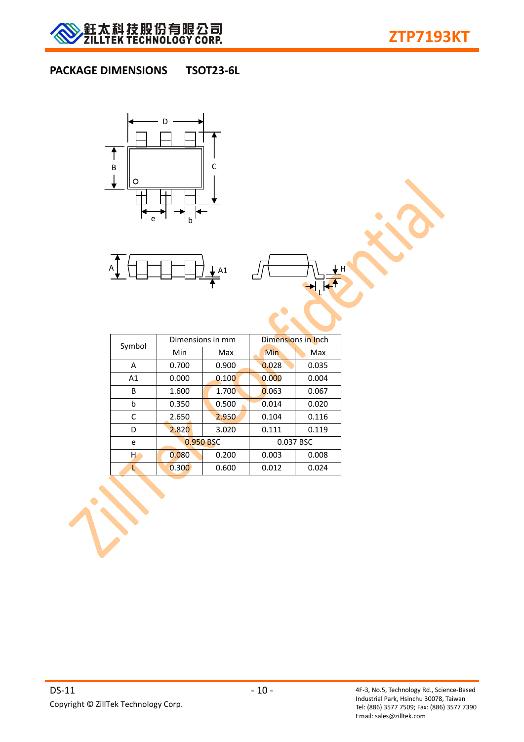## PACKAGE DIMENSIONS TSOT23-6L

D
B
C
e
b
A
A1
H
L

| Symbol | Dimensions in mm | | Dimensions in Inch | |
|---|---|---|---|---|
| | Min | Max | Min | Max |
| A | 0.700 | 0.900 | 0.028 | 0.035 |
| A1 | 0.000 | 0.100 | 0.000 | 0.004 |
| B | 1.600 | 1.700 | 0.063 | 0.067 |
| b | 0.350 | 0.500 | 0.014 | 0.020 |
| C | 2.650 | 2.950 | 0.104 | 0.116 |
| D | 2.820 | 3.020 | 0.111 | 0.119 |
| e | 0.950 BSC | | 0.037 BSC | |
| H | 0.080 | 0.200 | 0.003 | 0.008 |
| L | 0.300 | 0.600 | 0.012 | 0.024 |

DS-11
Copyright © ZillTek Technology Corp.

4F-3, No.5, Technology Rd., Science-Based Industrial Park, Hsinchu 30078, Taiwan
Tel: (886) 3577 7509; Fax: (886) 3577 7390
Email: sales@zilltek.com